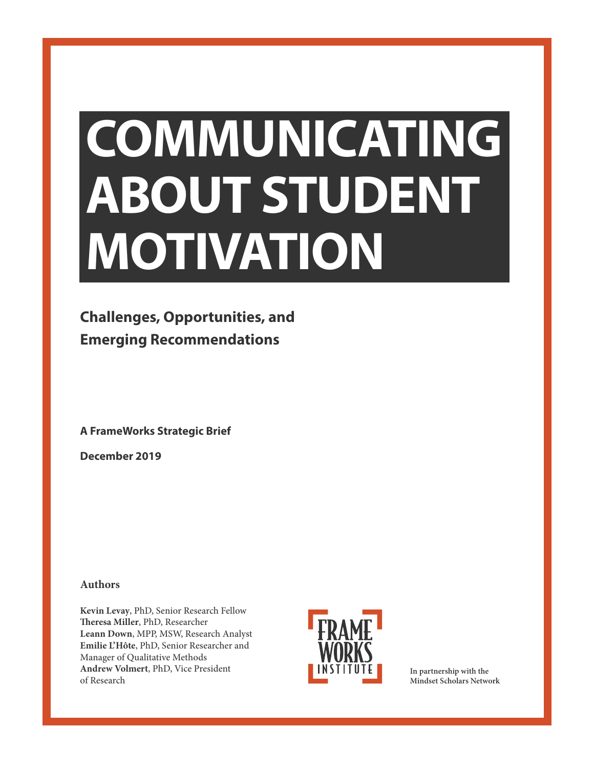# COMMUNICATING ABOUT STUDENT MOTIVATION

## Challenges, Opportunities, and Emerging Recommendations

**A FrameWorks Strategic Brief**

**December 2019**

### Authors

**Kevin Levay**, PhD, Senior Research Fellow
**Theresa Miller**, PhD, Researcher
**Leann Down**, MPP, MSW, Research Analyst
**Emilie L'Hôte**, PhD, Senior Researcher and Manager of Qualitative Methods
**Andrew Volmert**, PhD, Vice President of Research

FRAME WORKS INSTITUTE

**In partnership with the Mindset Scholars Network**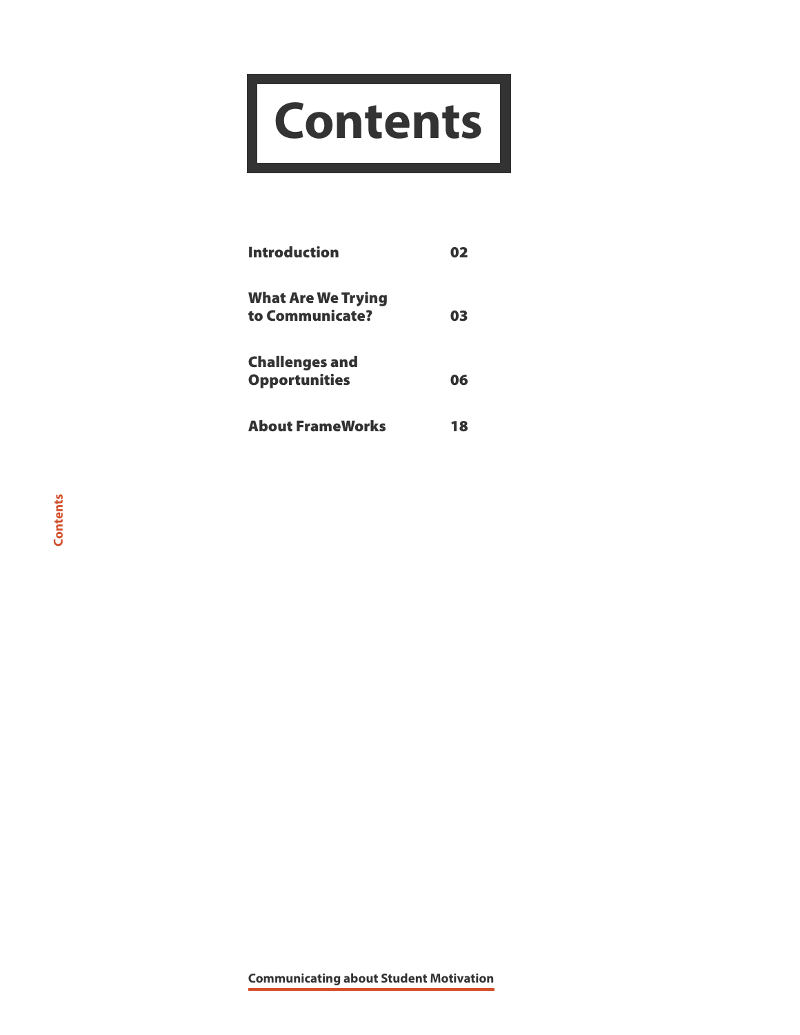# Contents

| | |
|---|---|
| **Introduction** | **02** |
| **What Are We Trying to Communicate?** | **03** |
| **Challenges and Opportunities** | **06** |
| **About FrameWorks** | **18** |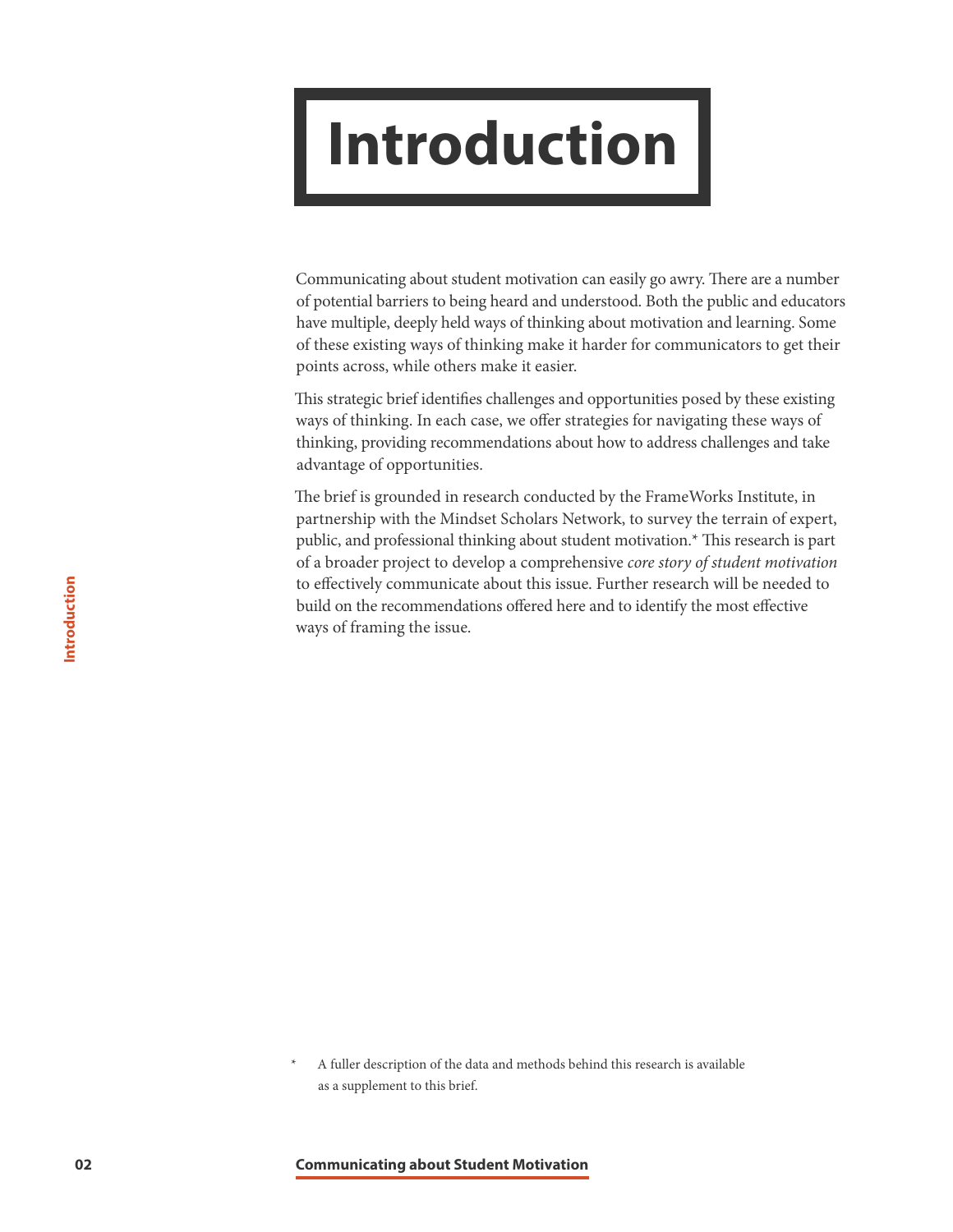# Introduction

Communicating about student motivation can easily go awry. There are a number of potential barriers to being heard and understood. Both the public and educators have multiple, deeply held ways of thinking about motivation and learning. Some of these existing ways of thinking make it harder for communicators to get their points across, while others make it easier.

This strategic brief identifies challenges and opportunities posed by these existing ways of thinking. In each case, we offer strategies for navigating these ways of thinking, providing recommendations about how to address challenges and take advantage of opportunities.

The brief is grounded in research conducted by the FrameWorks Institute, in partnership with the Mindset Scholars Network, to survey the terrain of expert, public, and professional thinking about student motivation.* This research is part of a broader project to develop a comprehensive *core story of student motivation* to effectively communicate about this issue. Further research will be needed to build on the recommendations offered here and to identify the most effective ways of framing the issue.

\* A fuller description of the data and methods behind this research is available as a supplement to this brief.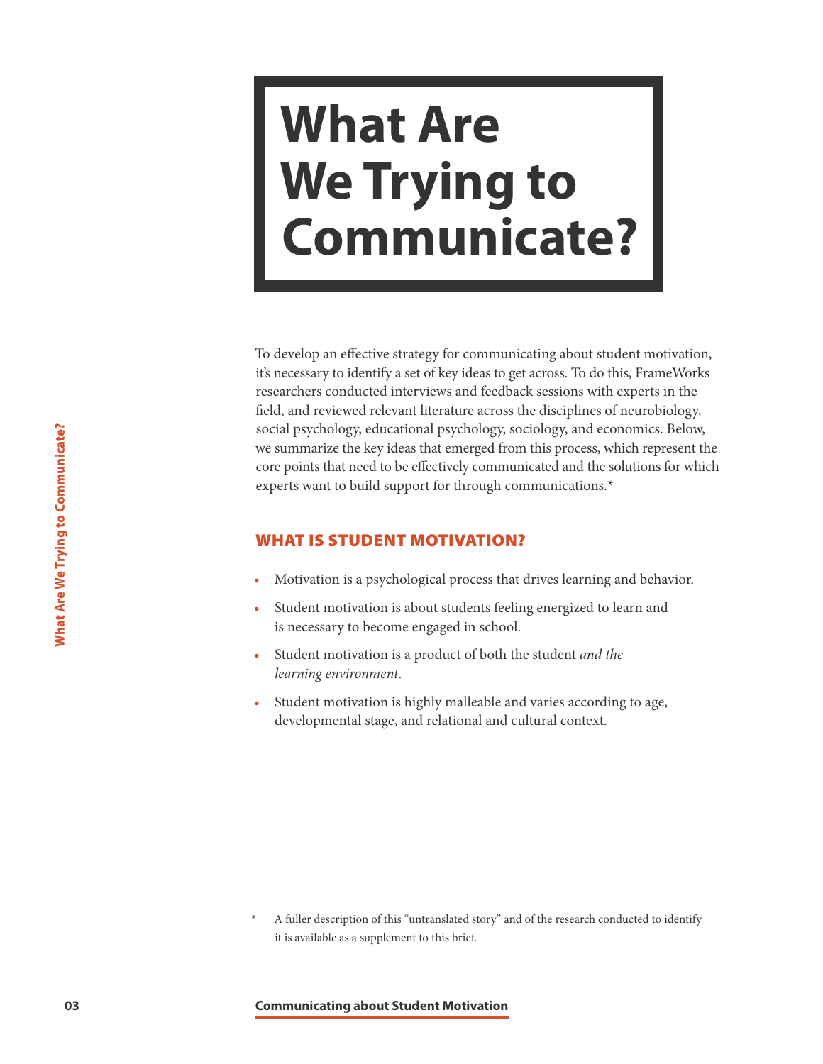# What Are We Trying to Communicate?

To develop an effective strategy for communicating about student motivation, it's necessary to identify a set of key ideas to get across. To do this, FrameWorks researchers conducted interviews and feedback sessions with experts in the field, and reviewed relevant literature across the disciplines of neurobiology, social psychology, educational psychology, sociology, and economics. Below, we summarize the key ideas that emerged from this process, which represent the core points that need to be effectively communicated and the solutions for which experts want to build support for through communications.*

## WHAT IS STUDENT MOTIVATION?

- Motivation is a psychological process that drives learning and behavior.
- Student motivation is about students feeling energized to learn and is necessary to become engaged in school.
- Student motivation is a product of both the student *and the learning environment*.
- Student motivation is highly malleable and varies according to age, developmental stage, and relational and cultural context.

\* A fuller description of this "untranslated story" and of the research conducted to identify it is available as a supplement to this brief.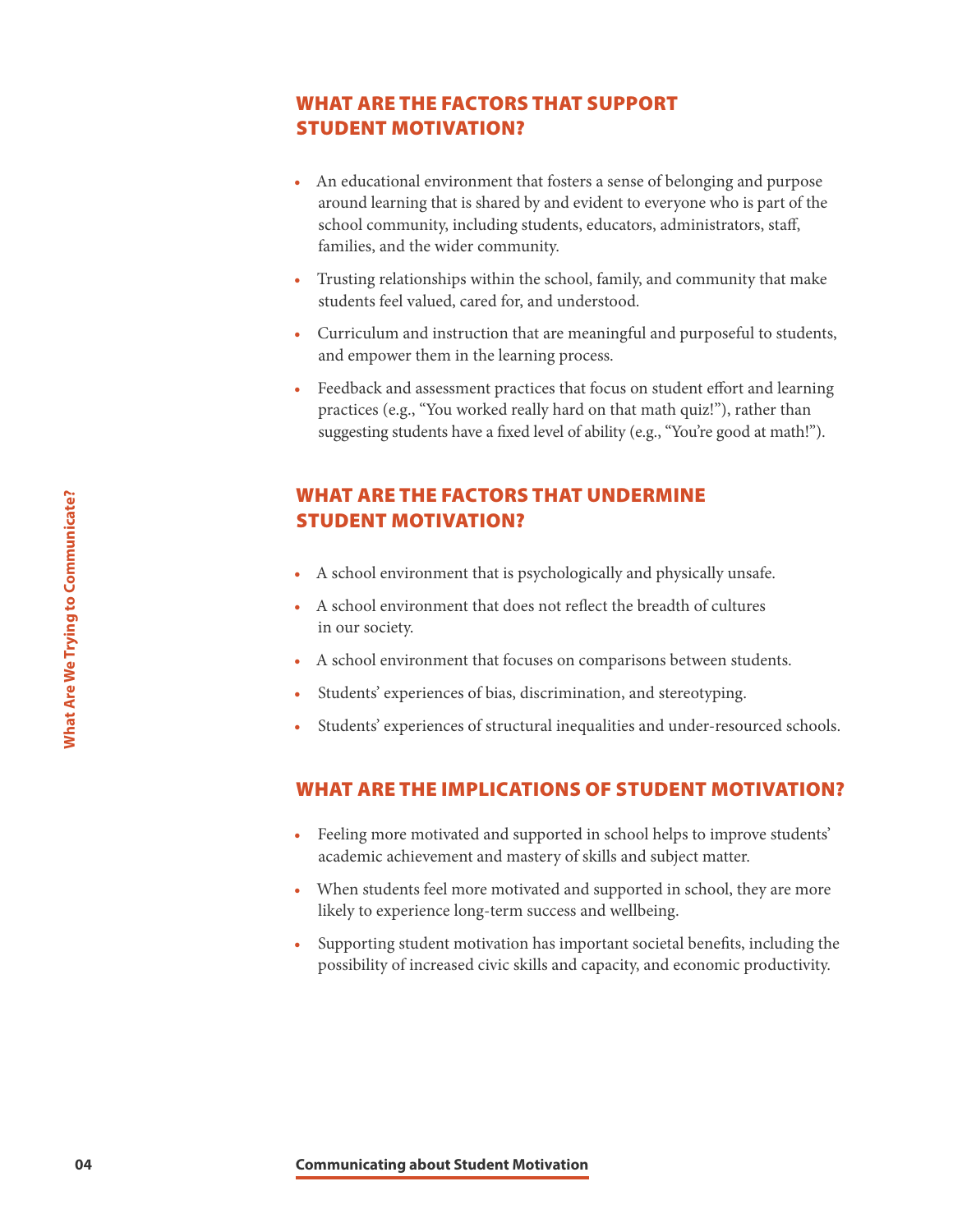## WHAT ARE THE FACTORS THAT SUPPORT STUDENT MOTIVATION?

- An educational environment that fosters a sense of belonging and purpose around learning that is shared by and evident to everyone who is part of the school community, including students, educators, administrators, staff, families, and the wider community.
- Trusting relationships within the school, family, and community that make students feel valued, cared for, and understood.
- Curriculum and instruction that are meaningful and purposeful to students, and empower them in the learning process.
- Feedback and assessment practices that focus on student effort and learning practices (e.g., "You worked really hard on that math quiz!"), rather than suggesting students have a fixed level of ability (e.g., "You're good at math!").

## WHAT ARE THE FACTORS THAT UNDERMINE STUDENT MOTIVATION?

- A school environment that is psychologically and physically unsafe.
- A school environment that does not reflect the breadth of cultures in our society.
- A school environment that focuses on comparisons between students.
- Students' experiences of bias, discrimination, and stereotyping.
- Students' experiences of structural inequalities and under-resourced schools.

## WHAT ARE THE IMPLICATIONS OF STUDENT MOTIVATION?

- Feeling more motivated and supported in school helps to improve students' academic achievement and mastery of skills and subject matter.
- When students feel more motivated and supported in school, they are more likely to experience long-term success and wellbeing.
- Supporting student motivation has important societal benefits, including the possibility of increased civic skills and capacity, and economic productivity.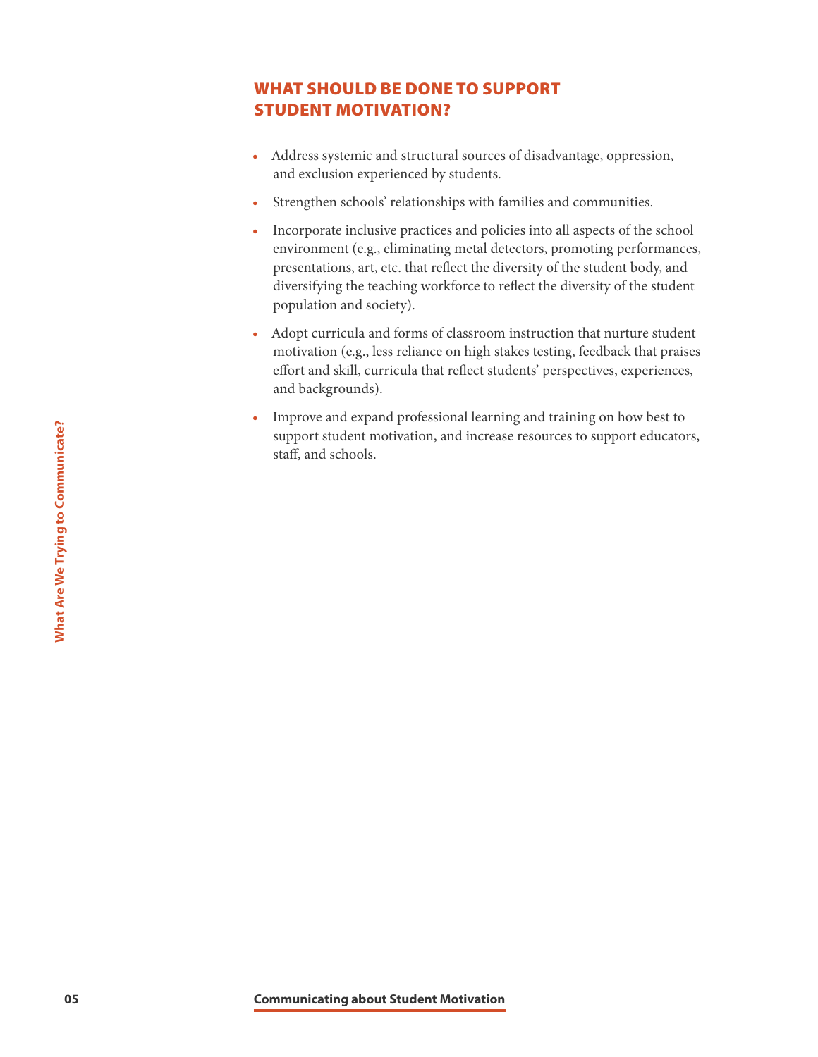## WHAT SHOULD BE DONE TO SUPPORT STUDENT MOTIVATION?

- Address systemic and structural sources of disadvantage, oppression, and exclusion experienced by students.
- Strengthen schools' relationships with families and communities.
- Incorporate inclusive practices and policies into all aspects of the school environment (e.g., eliminating metal detectors, promoting performances, presentations, art, etc. that reflect the diversity of the student body, and diversifying the teaching workforce to reflect the diversity of the student population and society).
- Adopt curricula and forms of classroom instruction that nurture student motivation (e.g., less reliance on high stakes testing, feedback that praises effort and skill, curricula that reflect students' perspectives, experiences, and backgrounds).
- Improve and expand professional learning and training on how best to support student motivation, and increase resources to support educators, staff, and schools.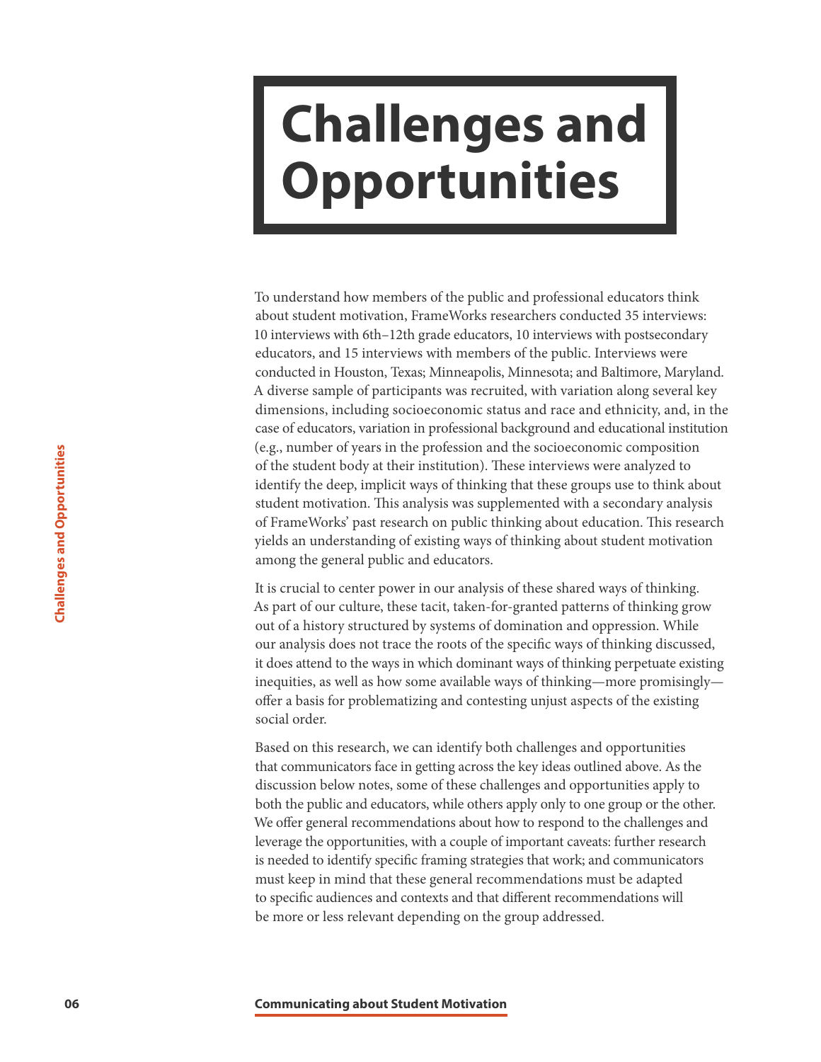# Challenges and Opportunities

To understand how members of the public and professional educators think about student motivation, FrameWorks researchers conducted 35 interviews: 10 interviews with 6th–12th grade educators, 10 interviews with postsecondary educators, and 15 interviews with members of the public. Interviews were conducted in Houston, Texas; Minneapolis, Minnesota; and Baltimore, Maryland. A diverse sample of participants was recruited, with variation along several key dimensions, including socioeconomic status and race and ethnicity, and, in the case of educators, variation in professional background and educational institution (e.g., number of years in the profession and the socioeconomic composition of the student body at their institution). These interviews were analyzed to identify the deep, implicit ways of thinking that these groups use to think about student motivation. This analysis was supplemented with a secondary analysis of FrameWorks' past research on public thinking about education. This research yields an understanding of existing ways of thinking about student motivation among the general public and educators.

It is crucial to center power in our analysis of these shared ways of thinking. As part of our culture, these tacit, taken-for-granted patterns of thinking grow out of a history structured by systems of domination and oppression. While our analysis does not trace the roots of the specific ways of thinking discussed, it does attend to the ways in which dominant ways of thinking perpetuate existing inequities, as well as how some available ways of thinking—more promisingly—offer a basis for problematizing and contesting unjust aspects of the existing social order.

Based on this research, we can identify both challenges and opportunities that communicators face in getting across the key ideas outlined above. As the discussion below notes, some of these challenges and opportunities apply to both the public and educators, while others apply only to one group or the other. We offer general recommendations about how to respond to the challenges and leverage the opportunities, with a couple of important caveats: further research is needed to identify specific framing strategies that work; and communicators must keep in mind that these general recommendations must be adapted to specific audiences and contexts and that different recommendations will be more or less relevant depending on the group addressed.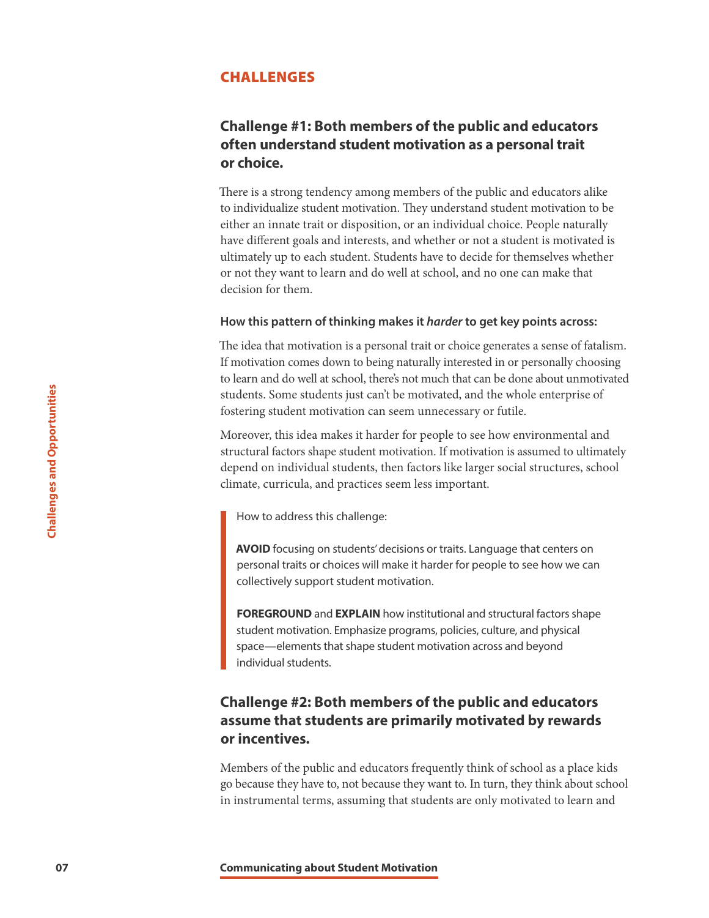## CHALLENGES

### Challenge #1: Both members of the public and educators often understand student motivation as a personal trait or choice.

There is a strong tendency among members of the public and educators alike to individualize student motivation. They understand student motivation to be either an innate trait or disposition, or an individual choice. People naturally have different goals and interests, and whether or not a student is motivated is ultimately up to each student. Students have to decide for themselves whether or not they want to learn and do well at school, and no one can make that decision for them.

**How this pattern of thinking makes it *harder* to get key points across:**

The idea that motivation is a personal trait or choice generates a sense of fatalism. If motivation comes down to being naturally interested in or personally choosing to learn and do well at school, there's not much that can be done about unmotivated students. Some students just can't be motivated, and the whole enterprise of fostering student motivation can seem unnecessary or futile.

Moreover, this idea makes it harder for people to see how environmental and structural factors shape student motivation. If motivation is assumed to ultimately depend on individual students, then factors like larger social structures, school climate, curricula, and practices seem less important.

> How to address this challenge:
>
> **AVOID** focusing on students' decisions or traits. Language that centers on personal traits or choices will make it harder for people to see how we can collectively support student motivation.
>
> **FOREGROUND** and **EXPLAIN** how institutional and structural factors shape student motivation. Emphasize programs, policies, culture, and physical space—elements that shape student motivation across and beyond individual students.

### Challenge #2: Both members of the public and educators assume that students are primarily motivated by rewards or incentives.

Members of the public and educators frequently think of school as a place kids go because they have to, not because they want to. In turn, they think about school in instrumental terms, assuming that students are only motivated to learn and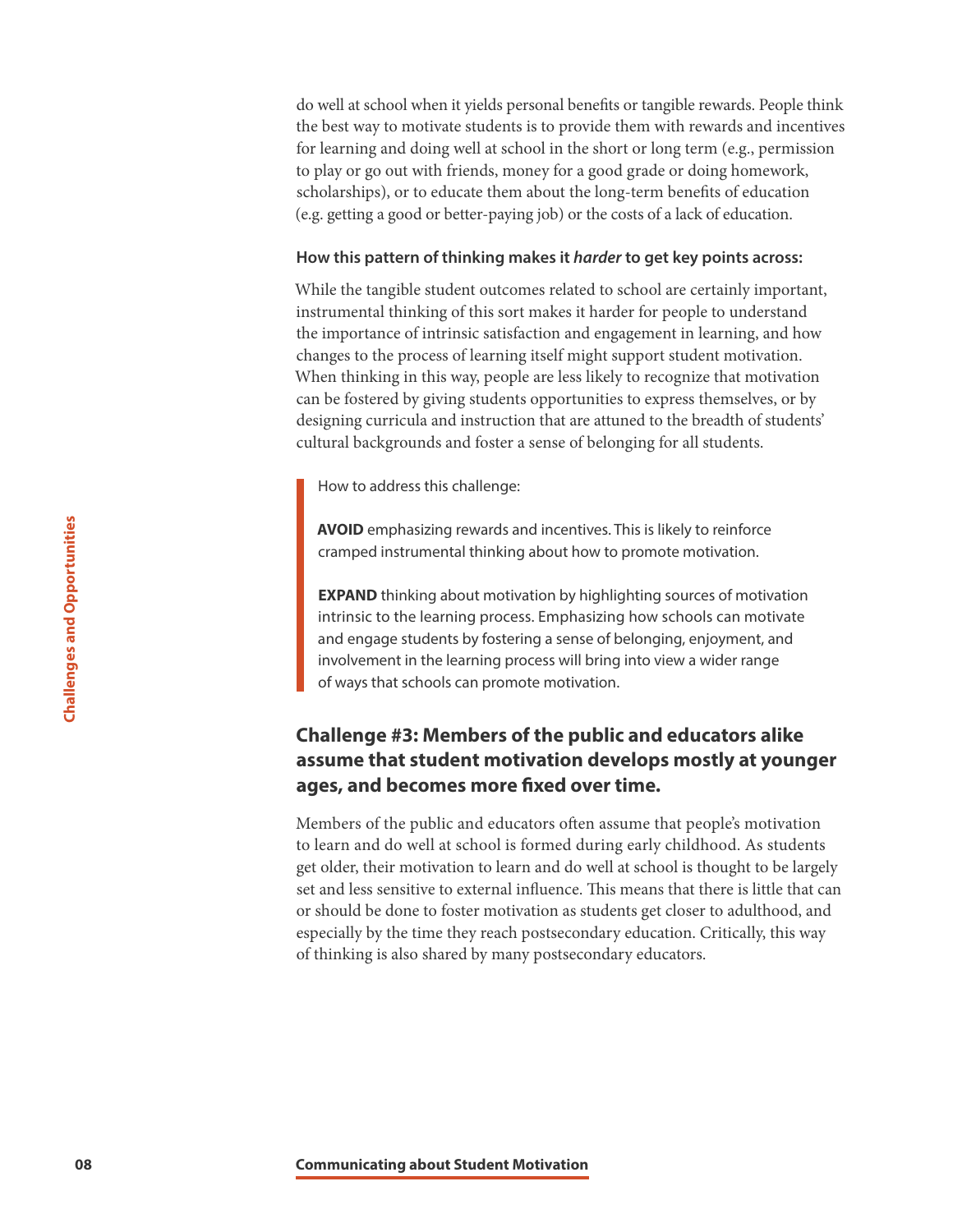do well at school when it yields personal benefits or tangible rewards. People think the best way to motivate students is to provide them with rewards and incentives for learning and doing well at school in the short or long term (e.g., permission to play or go out with friends, money for a good grade or doing homework, scholarships), or to educate them about the long-term benefits of education (e.g. getting a good or better-paying job) or the costs of a lack of education.

**How this pattern of thinking makes it *harder* to get key points across:**

While the tangible student outcomes related to school are certainly important, instrumental thinking of this sort makes it harder for people to understand the importance of intrinsic satisfaction and engagement in learning, and how changes to the process of learning itself might support student motivation. When thinking in this way, people are less likely to recognize that motivation can be fostered by giving students opportunities to express themselves, or by designing curricula and instruction that are attuned to the breadth of students' cultural backgrounds and foster a sense of belonging for all students.

> How to address this challenge:
>
> **AVOID** emphasizing rewards and incentives. This is likely to reinforce cramped instrumental thinking about how to promote motivation.
>
> **EXPAND** thinking about motivation by highlighting sources of motivation intrinsic to the learning process. Emphasizing how schools can motivate and engage students by fostering a sense of belonging, enjoyment, and involvement in the learning process will bring into view a wider range of ways that schools can promote motivation.

## Challenge #3: Members of the public and educators alike assume that student motivation develops mostly at younger ages, and becomes more fixed over time.

Members of the public and educators often assume that people's motivation to learn and do well at school is formed during early childhood. As students get older, their motivation to learn and do well at school is thought to be largely set and less sensitive to external influence. This means that there is little that can or should be done to foster motivation as students get closer to adulthood, and especially by the time they reach postsecondary education. Critically, this way of thinking is also shared by many postsecondary educators.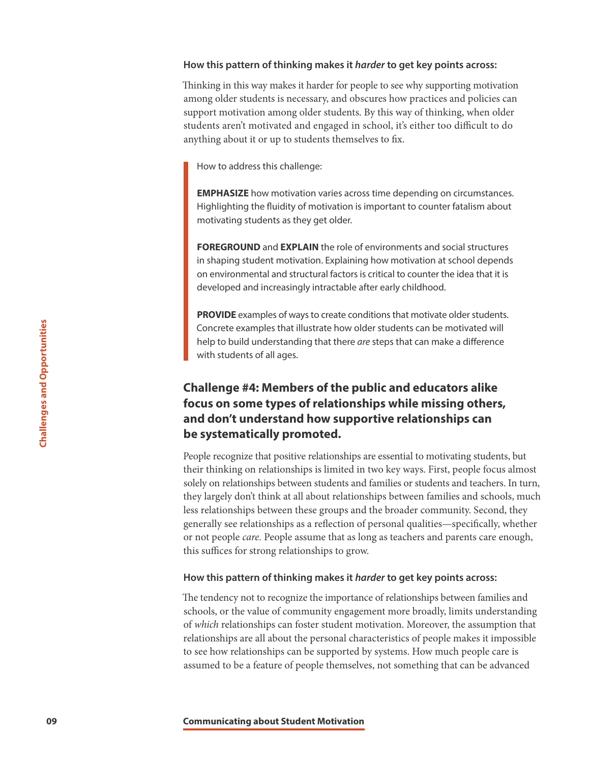**How this pattern of thinking makes it *harder* to get key points across:**

Thinking in this way makes it harder for people to see why supporting motivation among older students is necessary, and obscures how practices and policies can support motivation among older students. By this way of thinking, when older students aren't motivated and engaged in school, it's either too difficult to do anything about it or up to students themselves to fix.

> How to address this challenge:
>
> **EMPHASIZE** how motivation varies across time depending on circumstances. Highlighting the fluidity of motivation is important to counter fatalism about motivating students as they get older.
>
> **FOREGROUND** and **EXPLAIN** the role of environments and social structures in shaping student motivation. Explaining how motivation at school depends on environmental and structural factors is critical to counter the idea that it is developed and increasingly intractable after early childhood.
>
> **PROVIDE** examples of ways to create conditions that motivate older students. Concrete examples that illustrate how older students can be motivated will help to build understanding that there *are* steps that can make a difference with students of all ages.

## Challenge #4: Members of the public and educators alike focus on some types of relationships while missing others, and don't understand how supportive relationships can be systematically promoted.

People recognize that positive relationships are essential to motivating students, but their thinking on relationships is limited in two key ways. First, people focus almost solely on relationships between students and families or students and teachers. In turn, they largely don't think at all about relationships between families and schools, much less relationships between these groups and the broader community. Second, they generally see relationships as a reflection of personal qualities—specifically, whether or not people *care*. People assume that as long as teachers and parents care enough, this suffices for strong relationships to grow.

**How this pattern of thinking makes it *harder* to get key points across:**

The tendency not to recognize the importance of relationships between families and schools, or the value of community engagement more broadly, limits understanding of *which* relationships can foster student motivation. Moreover, the assumption that relationships are all about the personal characteristics of people makes it impossible to see how relationships can be supported by systems. How much people care is assumed to be a feature of people themselves, not something that can be advanced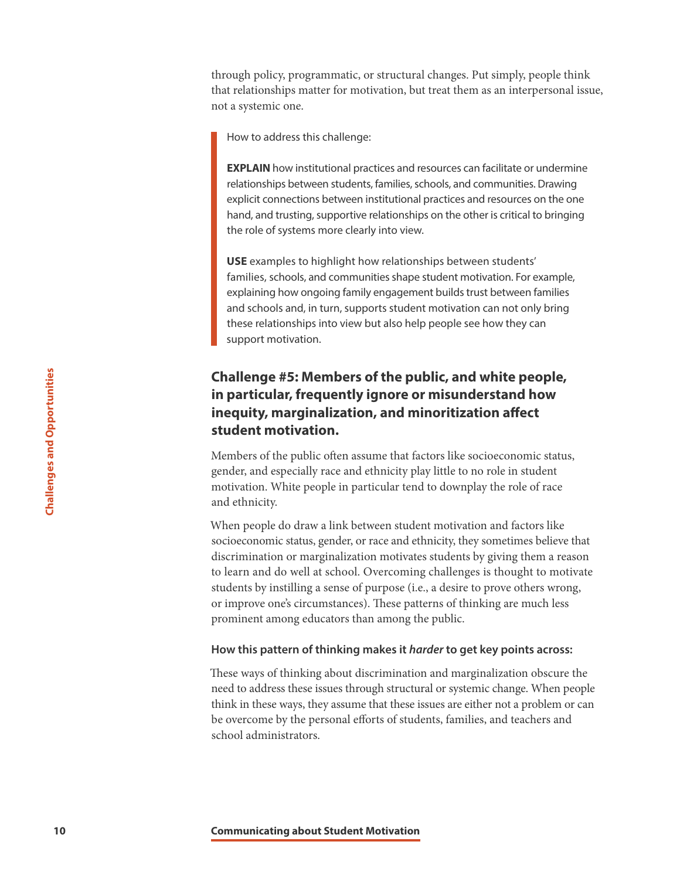through policy, programmatic, or structural changes. Put simply, people think that relationships matter for motivation, but treat them as an interpersonal issue, not a systemic one.

> How to address this challenge:
>
> **EXPLAIN** how institutional practices and resources can facilitate or undermine relationships between students, families, schools, and communities. Drawing explicit connections between institutional practices and resources on the one hand, and trusting, supportive relationships on the other is critical to bringing the role of systems more clearly into view.
>
> **USE** examples to highlight how relationships between students' families, schools, and communities shape student motivation. For example, explaining how ongoing family engagement builds trust between families and schools and, in turn, supports student motivation can not only bring these relationships into view but also help people see how they can support motivation.

### Challenge #5: Members of the public, and white people, in particular, frequently ignore or misunderstand how inequity, marginalization, and minoritization affect student motivation.

Members of the public often assume that factors like socioeconomic status, gender, and especially race and ethnicity play little to no role in student motivation. White people in particular tend to downplay the role of race and ethnicity.

When people do draw a link between student motivation and factors like socioeconomic status, gender, or race and ethnicity, they sometimes believe that discrimination or marginalization motivates students by giving them a reason to learn and do well at school. Overcoming challenges is thought to motivate students by instilling a sense of purpose (i.e., a desire to prove others wrong, or improve one's circumstances). These patterns of thinking are much less prominent among educators than among the public.

#### How this pattern of thinking makes it *harder* to get key points across:

These ways of thinking about discrimination and marginalization obscure the need to address these issues through structural or systemic change. When people think in these ways, they assume that these issues are either not a problem or can be overcome by the personal efforts of students, families, and teachers and school administrators.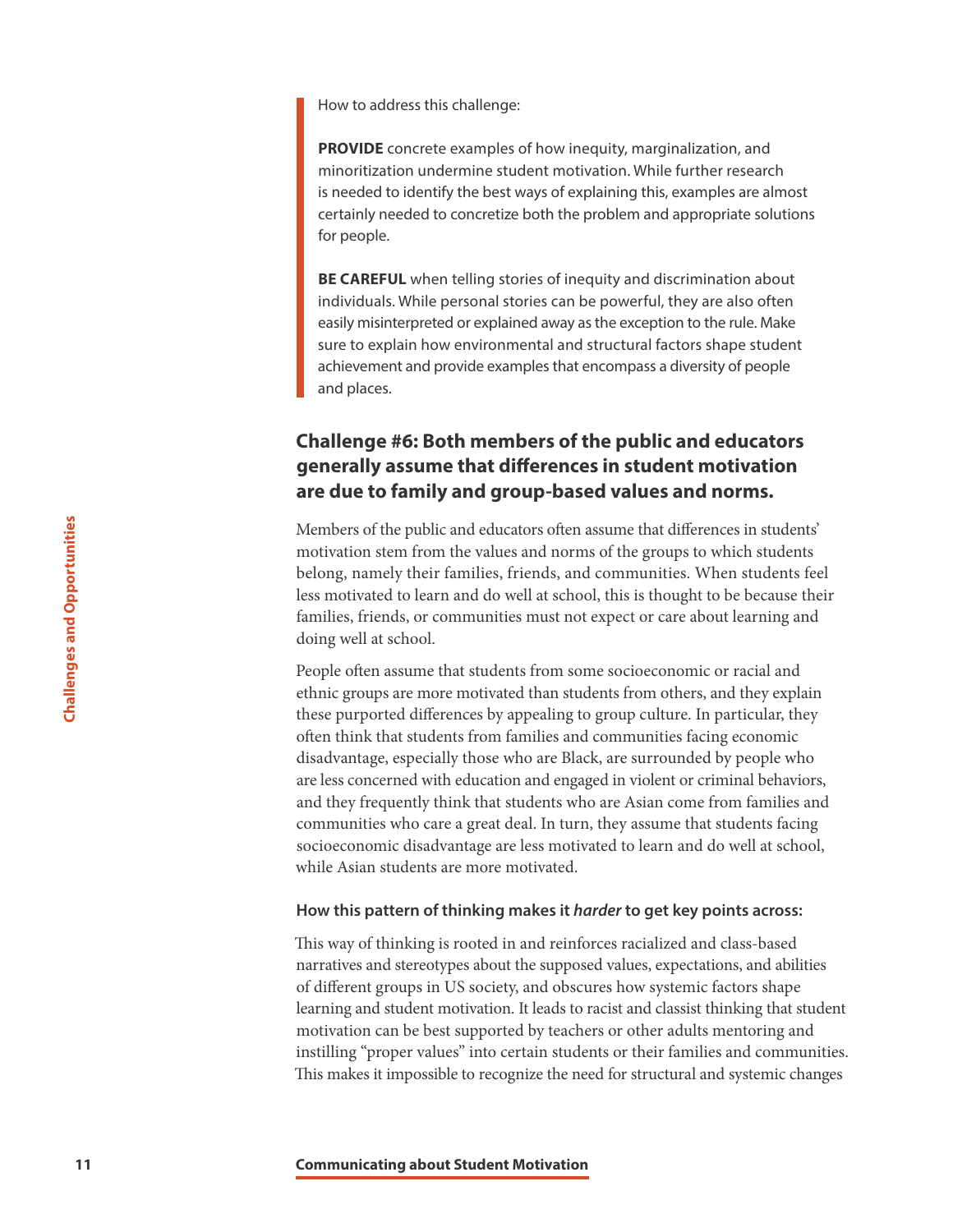How to address this challenge:

**PROVIDE** concrete examples of how inequity, marginalization, and minoritization undermine student motivation. While further research is needed to identify the best ways of explaining this, examples are almost certainly needed to concretize both the problem and appropriate solutions for people.

**BE CAREFUL** when telling stories of inequity and discrimination about individuals. While personal stories can be powerful, they are also often easily misinterpreted or explained away as the exception to the rule. Make sure to explain how environmental and structural factors shape student achievement and provide examples that encompass a diversity of people and places.

### Challenge #6: Both members of the public and educators generally assume that differences in student motivation are due to family and group-based values and norms.

Members of the public and educators often assume that differences in students' motivation stem from the values and norms of the groups to which students belong, namely their families, friends, and communities. When students feel less motivated to learn and do well at school, this is thought to be because their families, friends, or communities must not expect or care about learning and doing well at school.

People often assume that students from some socioeconomic or racial and ethnic groups are more motivated than students from others, and they explain these purported differences by appealing to group culture. In particular, they often think that students from families and communities facing economic disadvantage, especially those who are Black, are surrounded by people who are less concerned with education and engaged in violent or criminal behaviors, and they frequently think that students who are Asian come from families and communities who care a great deal. In turn, they assume that students facing socioeconomic disadvantage are less motivated to learn and do well at school, while Asian students are more motivated.

#### How this pattern of thinking makes it *harder* to get key points across:

This way of thinking is rooted in and reinforces racialized and class-based narratives and stereotypes about the supposed values, expectations, and abilities of different groups in US society, and obscures how systemic factors shape learning and student motivation. It leads to racist and classist thinking that student motivation can be best supported by teachers or other adults mentoring and instilling "proper values" into certain students or their families and communities. This makes it impossible to recognize the need for structural and systemic changes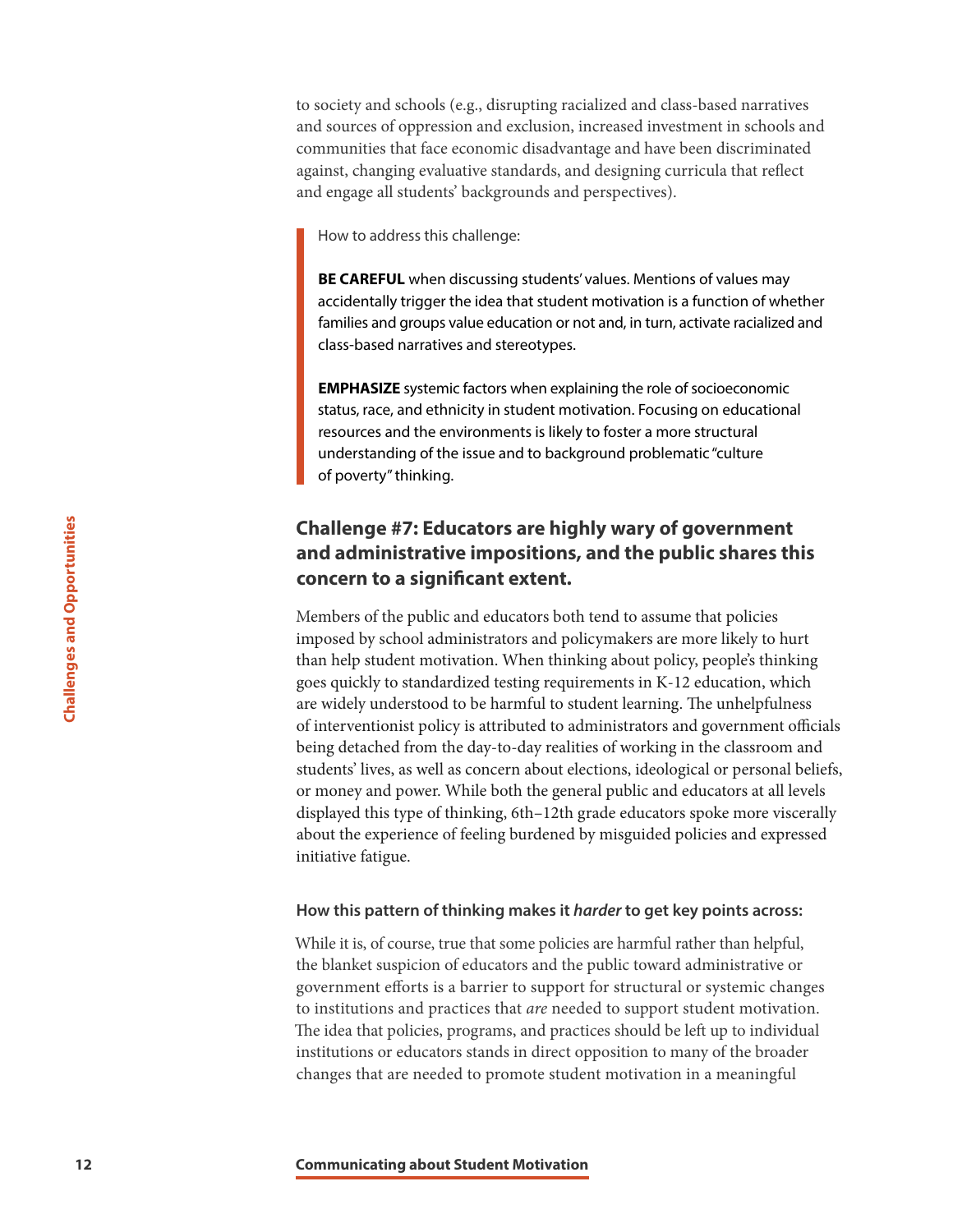to society and schools (e.g., disrupting racialized and class-based narratives and sources of oppression and exclusion, increased investment in schools and communities that face economic disadvantage and have been discriminated against, changing evaluative standards, and designing curricula that reflect and engage all students' backgrounds and perspectives).

> How to address this challenge:
>
> **BE CAREFUL** when discussing students' values. Mentions of values may accidentally trigger the idea that student motivation is a function of whether families and groups value education or not and, in turn, activate racialized and class-based narratives and stereotypes.
>
> **EMPHASIZE** systemic factors when explaining the role of socioeconomic status, race, and ethnicity in student motivation. Focusing on educational resources and the environments is likely to foster a more structural understanding of the issue and to background problematic "culture of poverty" thinking.

## Challenge #7: Educators are highly wary of government and administrative impositions, and the public shares this concern to a significant extent.

Members of the public and educators both tend to assume that policies imposed by school administrators and policymakers are more likely to hurt than help student motivation. When thinking about policy, people's thinking goes quickly to standardized testing requirements in K-12 education, which are widely understood to be harmful to student learning. The unhelpfulness of interventionist policy is attributed to administrators and government officials being detached from the day-to-day realities of working in the classroom and students' lives, as well as concern about elections, ideological or personal beliefs, or money and power. While both the general public and educators at all levels displayed this type of thinking, 6th–12th grade educators spoke more viscerally about the experience of feeling burdened by misguided policies and expressed initiative fatigue.

#### How this pattern of thinking makes it *harder* to get key points across:

While it is, of course, true that some policies are harmful rather than helpful, the blanket suspicion of educators and the public toward administrative or government efforts is a barrier to support for structural or systemic changes to institutions and practices that *are* needed to support student motivation. The idea that policies, programs, and practices should be left up to individual institutions or educators stands in direct opposition to many of the broader changes that are needed to promote student motivation in a meaningful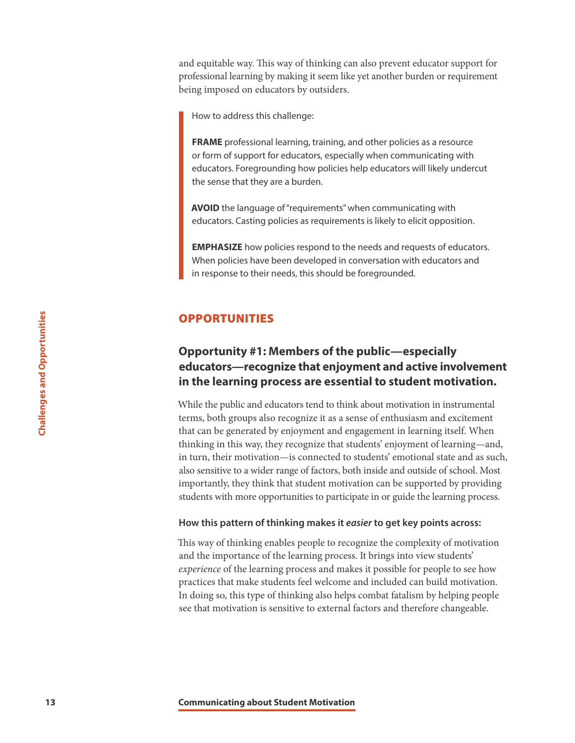and equitable way. This way of thinking can also prevent educator support for professional learning by making it seem like yet another burden or requirement being imposed on educators by outsiders.

> How to address this challenge:
>
> **FRAME** professional learning, training, and other policies as a resource or form of support for educators, especially when communicating with educators. Foregrounding how policies help educators will likely undercut the sense that they are a burden.
>
> **AVOID** the language of "requirements" when communicating with educators. Casting policies as requirements is likely to elicit opposition.
>
> **EMPHASIZE** how policies respond to the needs and requests of educators. When policies have been developed in conversation with educators and in response to their needs, this should be foregrounded.

## OPPORTUNITIES

### Opportunity #1: Members of the public—especially educators—recognize that enjoyment and active involvement in the learning process are essential to student motivation.

While the public and educators tend to think about motivation in instrumental terms, both groups also recognize it as a sense of enthusiasm and excitement that can be generated by enjoyment and engagement in learning itself. When thinking in this way, they recognize that students' enjoyment of learning—and, in turn, their motivation—is connected to students' emotional state and as such, also sensitive to a wider range of factors, both inside and outside of school. Most importantly, they think that student motivation can be supported by providing students with more opportunities to participate in or guide the learning process.

**How this pattern of thinking makes it *easier* to get key points across:**

This way of thinking enables people to recognize the complexity of motivation and the importance of the learning process. It brings into view students' *experience* of the learning process and makes it possible for people to see how practices that make students feel welcome and included can build motivation. In doing so, this type of thinking also helps combat fatalism by helping people see that motivation is sensitive to external factors and therefore changeable.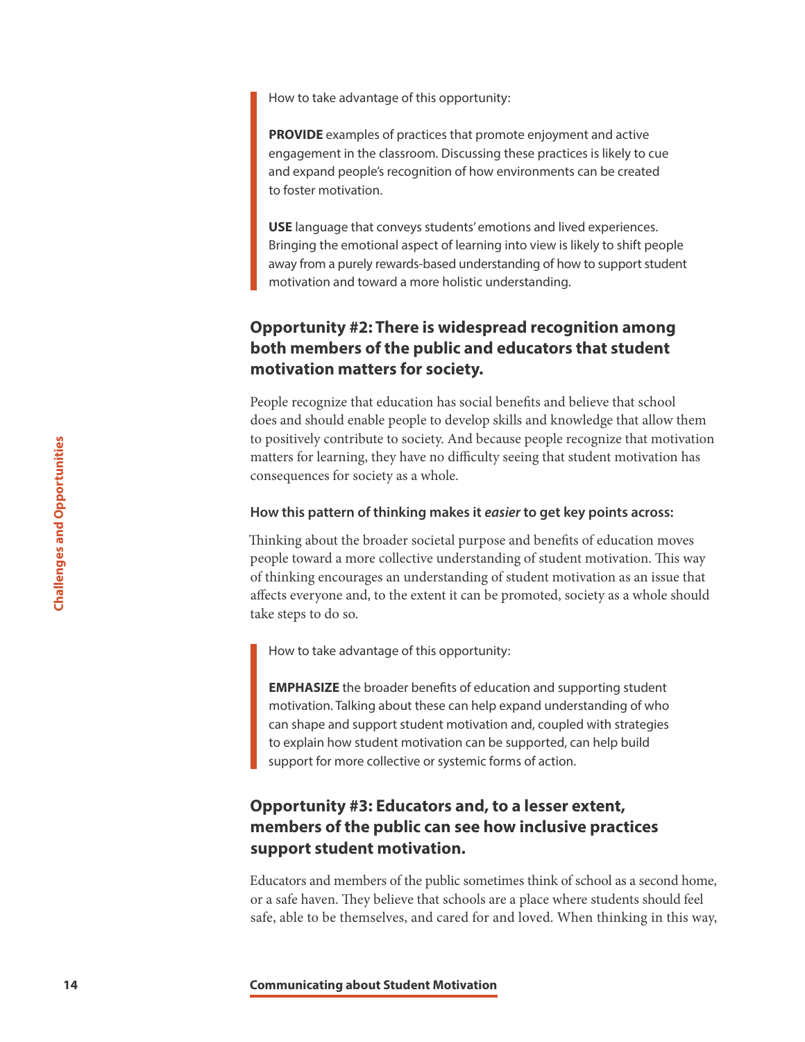How to take advantage of this opportunity:

**PROVIDE** examples of practices that promote enjoyment and active engagement in the classroom. Discussing these practices is likely to cue and expand people's recognition of how environments can be created to foster motivation.

**USE** language that conveys students' emotions and lived experiences. Bringing the emotional aspect of learning into view is likely to shift people away from a purely rewards-based understanding of how to support student motivation and toward a more holistic understanding.

### Opportunity #2: There is widespread recognition among both members of the public and educators that student motivation matters for society.

People recognize that education has social benefits and believe that school does and should enable people to develop skills and knowledge that allow them to positively contribute to society. And because people recognize that motivation matters for learning, they have no difficulty seeing that student motivation has consequences for society as a whole.

#### How this pattern of thinking makes it *easier* to get key points across:

Thinking about the broader societal purpose and benefits of education moves people toward a more collective understanding of student motivation. This way of thinking encourages an understanding of student motivation as an issue that affects everyone and, to the extent it can be promoted, society as a whole should take steps to do so.

How to take advantage of this opportunity:

**EMPHASIZE** the broader benefits of education and supporting student motivation. Talking about these can help expand understanding of who can shape and support student motivation and, coupled with strategies to explain how student motivation can be supported, can help build support for more collective or systemic forms of action.

### Opportunity #3: Educators and, to a lesser extent, members of the public can see how inclusive practices support student motivation.

Educators and members of the public sometimes think of school as a second home, or a safe haven. They believe that schools are a place where students should feel safe, able to be themselves, and cared for and loved. When thinking in this way,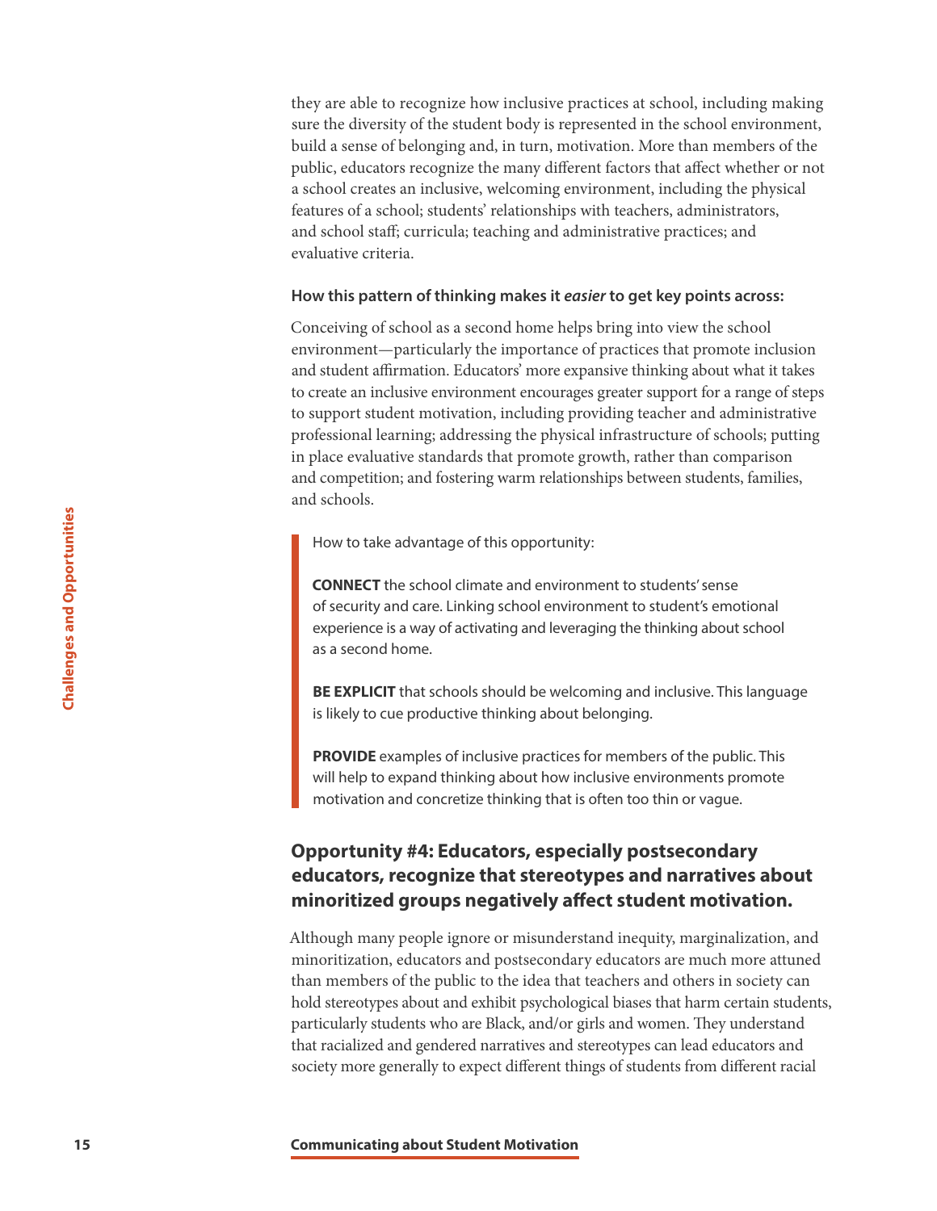they are able to recognize how inclusive practices at school, including making sure the diversity of the student body is represented in the school environment, build a sense of belonging and, in turn, motivation. More than members of the public, educators recognize the many different factors that affect whether or not a school creates an inclusive, welcoming environment, including the physical features of a school; students' relationships with teachers, administrators, and school staff; curricula; teaching and administrative practices; and evaluative criteria.

**How this pattern of thinking makes it *easier* to get key points across:**

Conceiving of school as a second home helps bring into view the school environment—particularly the importance of practices that promote inclusion and student affirmation. Educators' more expansive thinking about what it takes to create an inclusive environment encourages greater support for a range of steps to support student motivation, including providing teacher and administrative professional learning; addressing the physical infrastructure of schools; putting in place evaluative standards that promote growth, rather than comparison and competition; and fostering warm relationships between students, families, and schools.

> How to take advantage of this opportunity:
>
> **CONNECT** the school climate and environment to students' sense of security and care. Linking school environment to student's emotional experience is a way of activating and leveraging the thinking about school as a second home.
>
> **BE EXPLICIT** that schools should be welcoming and inclusive. This language is likely to cue productive thinking about belonging.
>
> **PROVIDE** examples of inclusive practices for members of the public. This will help to expand thinking about how inclusive environments promote motivation and concretize thinking that is often too thin or vague.

### Opportunity #4: Educators, especially postsecondary educators, recognize that stereotypes and narratives about minoritized groups negatively affect student motivation.

Although many people ignore or misunderstand inequity, marginalization, and minoritization, educators and postsecondary educators are much more attuned than members of the public to the idea that teachers and others in society can hold stereotypes about and exhibit psychological biases that harm certain students, particularly students who are Black, and/or girls and women. They understand that racialized and gendered narratives and stereotypes can lead educators and society more generally to expect different things of students from different racial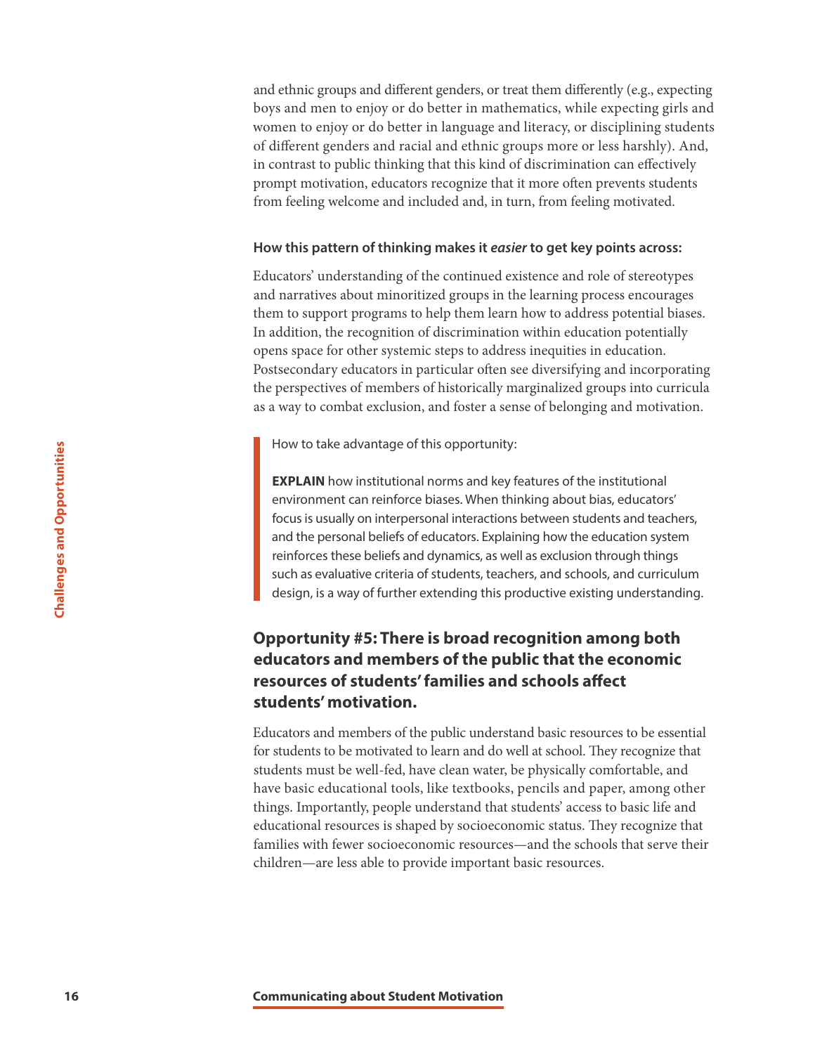and ethnic groups and different genders, or treat them differently (e.g., expecting boys and men to enjoy or do better in mathematics, while expecting girls and women to enjoy or do better in language and literacy, or disciplining students of different genders and racial and ethnic groups more or less harshly). And, in contrast to public thinking that this kind of discrimination can effectively prompt motivation, educators recognize that it more often prevents students from feeling welcome and included and, in turn, from feeling motivated.

#### How this pattern of thinking makes it *easier* to get key points across:

Educators' understanding of the continued existence and role of stereotypes and narratives about minoritized groups in the learning process encourages them to support programs to help them learn how to address potential biases. In addition, the recognition of discrimination within education potentially opens space for other systemic steps to address inequities in education. Postsecondary educators in particular often see diversifying and incorporating the perspectives of members of historically marginalized groups into curricula as a way to combat exclusion, and foster a sense of belonging and motivation.

> How to take advantage of this opportunity:
>
> **EXPLAIN** how institutional norms and key features of the institutional environment can reinforce biases. When thinking about bias, educators' focus is usually on interpersonal interactions between students and teachers, and the personal beliefs of educators. Explaining how the education system reinforces these beliefs and dynamics, as well as exclusion through things such as evaluative criteria of students, teachers, and schools, and curriculum design, is a way of further extending this productive existing understanding.

### Opportunity #5: There is broad recognition among both educators and members of the public that the economic resources of students' families and schools affect students' motivation.

Educators and members of the public understand basic resources to be essential for students to be motivated to learn and do well at school. They recognize that students must be well-fed, have clean water, be physically comfortable, and have basic educational tools, like textbooks, pencils and paper, among other things. Importantly, people understand that students' access to basic life and educational resources is shaped by socioeconomic status. They recognize that families with fewer socioeconomic resources—and the schools that serve their children—are less able to provide important basic resources.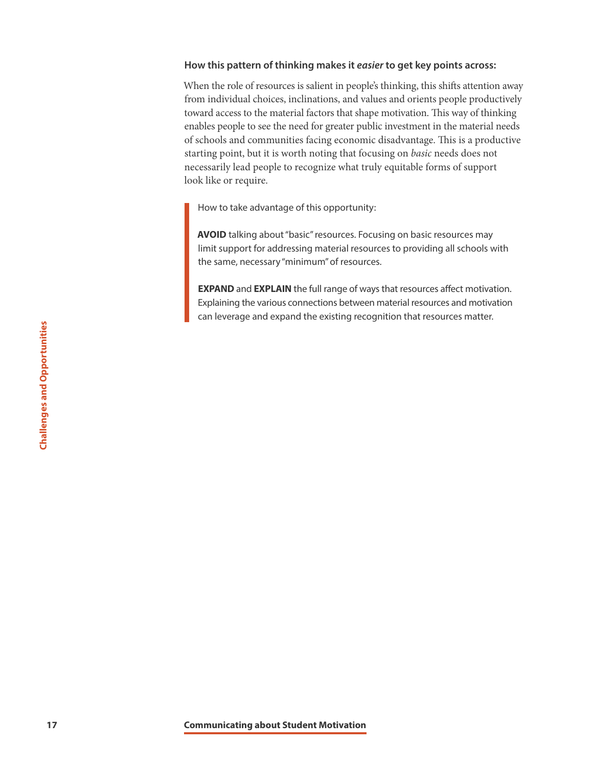**How this pattern of thinking makes it *easier* to get key points across:**

When the role of resources is salient in people's thinking, this shifts attention away from individual choices, inclinations, and values and orients people productively toward access to the material factors that shape motivation. This way of thinking enables people to see the need for greater public investment in the material needs of schools and communities facing economic disadvantage. This is a productive starting point, but it is worth noting that focusing on *basic* needs does not necessarily lead people to recognize what truly equitable forms of support look like or require.

> How to take advantage of this opportunity:
>
> **AVOID** talking about "basic" resources. Focusing on basic resources may limit support for addressing material resources to providing all schools with the same, necessary "minimum" of resources.
>
> **EXPAND** and **EXPLAIN** the full range of ways that resources affect motivation. Explaining the various connections between material resources and motivation can leverage and expand the existing recognition that resources matter.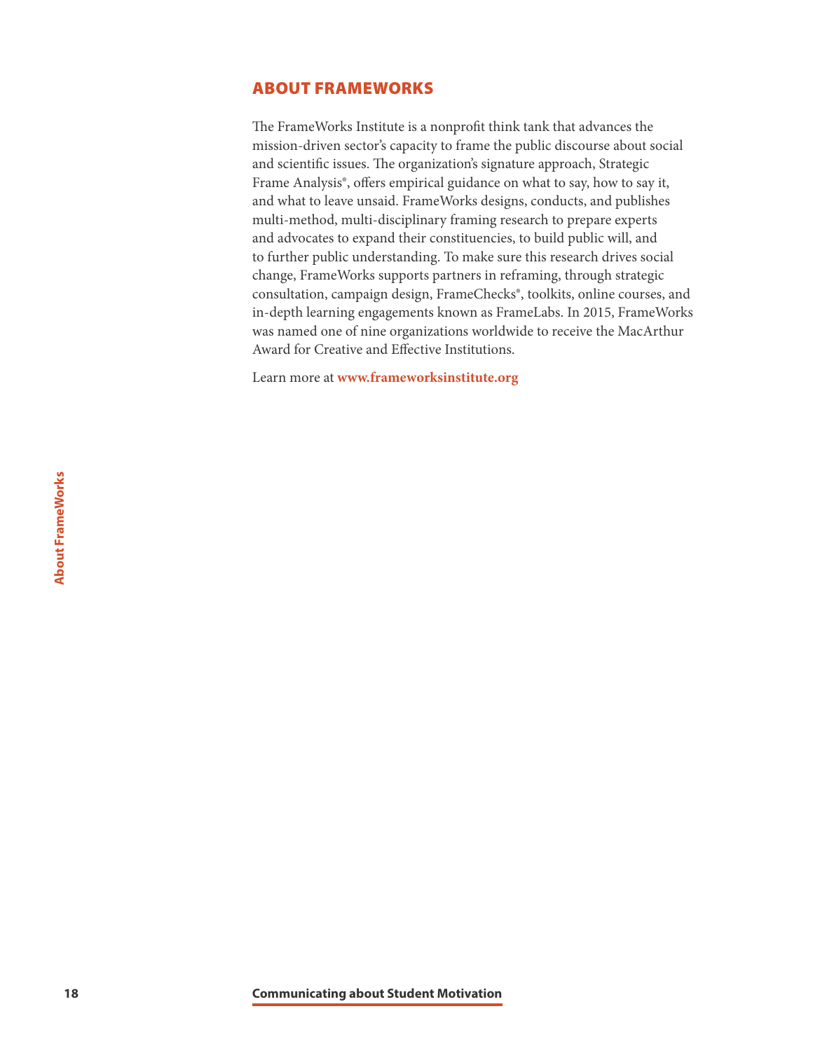## ABOUT FRAMEWORKS

The FrameWorks Institute is a nonprofit think tank that advances the mission-driven sector's capacity to frame the public discourse about social and scientific issues. The organization's signature approach, Strategic Frame Analysis®, offers empirical guidance on what to say, how to say it, and what to leave unsaid. FrameWorks designs, conducts, and publishes multi-method, multi-disciplinary framing research to prepare experts and advocates to expand their constituencies, to build public will, and to further public understanding. To make sure this research drives social change, FrameWorks supports partners in reframing, through strategic consultation, campaign design, FrameChecks®, toolkits, online courses, and in-depth learning engagements known as FrameLabs. In 2015, FrameWorks was named one of nine organizations worldwide to receive the MacArthur Award for Creative and Effective Institutions.

Learn more at **www.frameworksinstitute.org**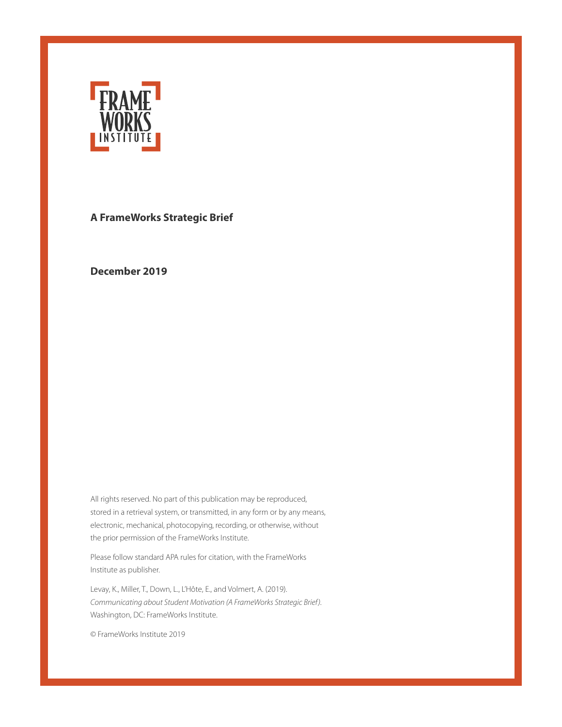FRAME WORKS INSTITUTE

**A FrameWorks Strategic Brief**

**December 2019**

All rights reserved. No part of this publication may be reproduced, stored in a retrieval system, or transmitted, in any form or by any means, electronic, mechanical, photocopying, recording, or otherwise, without the prior permission of the FrameWorks Institute.

Please follow standard APA rules for citation, with the FrameWorks Institute as publisher.

Levay, K., Miller, T., Down, L., L'Hôte, E., and Volmert, A. (2019). *Communicating about Student Motivation (A FrameWorks Strategic Brief)*. Washington, DC: FrameWorks Institute.

© FrameWorks Institute 2019